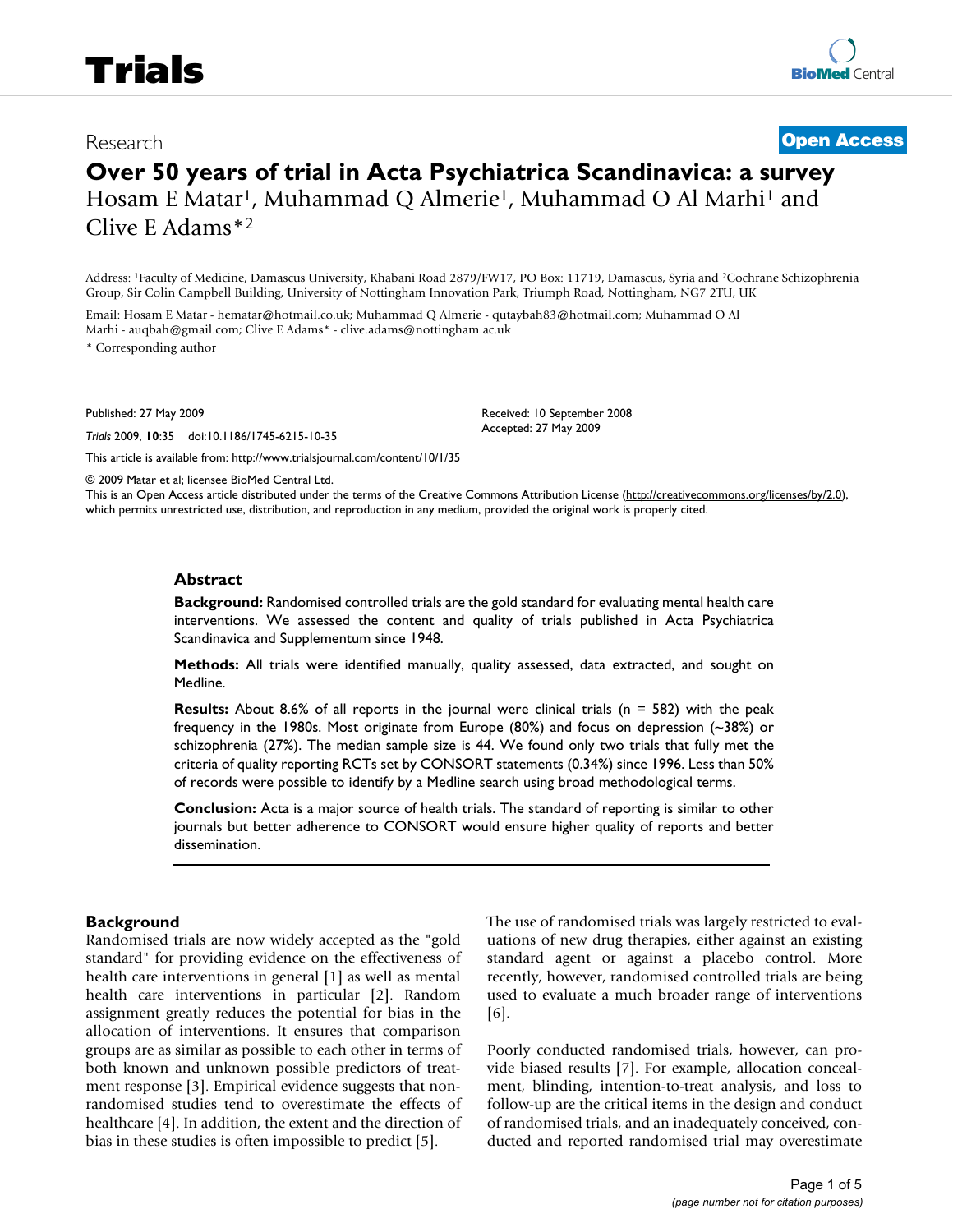Research **Open Access**

# Over 50 years of trial in Acta Psychiatrica Scandinavica: a survey

Hosam E Matar[1], Muhammad Q Almerie[1], Muhammad O Al Marhi[1] and Clive E Adams*[2]

Address: [1]Faculty of Medicine, Damascus University, Khabani Road 2879/FW17, PO Box: 11719, Damascus, Syria and [2]Cochrane Schizophrenia Group, Sir Colin Campbell Building, University of Nottingham Innovation Park, Triumph Road, Nottingham, NG7 2TU, UK

Email: Hosam E Matar - hematar@hotmail.co.uk; Muhammad Q Almerie - qutaybah83@hotmail.com; Muhammad O Al Marhi - auqbah@gmail.com; Clive E Adams* - clive.adams@nottingham.ac.uk

* Corresponding author

Published: 27 May 2009

*Trials* 2009, **10**:35 doi:10.1186/1745-6215-10-35

Received: 10 September 2008
Accepted: 27 May 2009

This article is available from: http://www.trialsjournal.com/content/10/1/35

© 2009 Matar et al; licensee BioMed Central Ltd.
This is an Open Access article distributed under the terms of the Creative Commons Attribution License (http://creativecommons.org/licenses/by/2.0), which permits unrestricted use, distribution, and reproduction in any medium, provided the original work is properly cited.

## Abstract

**Background:** Randomised controlled trials are the gold standard for evaluating mental health care interventions. We assessed the content and quality of trials published in Acta Psychiatrica Scandinavica and Supplementum since 1948.

**Methods:** All trials were identified manually, quality assessed, data extracted, and sought on Medline.

**Results:** About 8.6% of all reports in the journal were clinical trials (n = 582) with the peak frequency in the 1980s. Most originate from Europe (80%) and focus on depression (~38%) or schizophrenia (27%). The median sample size is 44. We found only two trials that fully met the criteria of quality reporting RCTs set by CONSORT statements (0.34%) since 1996. Less than 50% of records were possible to identify by a Medline search using broad methodological terms.

**Conclusion:** Acta is a major source of health trials. The standard of reporting is similar to other journals but better adherence to CONSORT would ensure higher quality of reports and better dissemination.

## Background

Randomised trials are now widely accepted as the "gold standard" for providing evidence on the effectiveness of health care interventions in general [1] as well as mental health care interventions in particular [2]. Random assignment greatly reduces the potential for bias in the allocation of interventions. It ensures that comparison groups are as similar as possible to each other in terms of both known and unknown possible predictors of treatment response [3]. Empirical evidence suggests that non-randomised studies tend to overestimate the effects of healthcare [4]. In addition, the extent and the direction of bias in these studies is often impossible to predict [5].

The use of randomised trials was largely restricted to evaluations of new drug therapies, either against an existing standard agent or against a placebo control. More recently, however, randomised controlled trials are being used to evaluate a much broader range of interventions [6].

Poorly conducted randomised trials, however, can provide biased results [7]. For example, allocation concealment, blinding, intention-to-treat analysis, and loss to follow-up are the critical items in the design and conduct of randomised trials, and an inadequately conceived, conducted and reported randomised trial may overestimate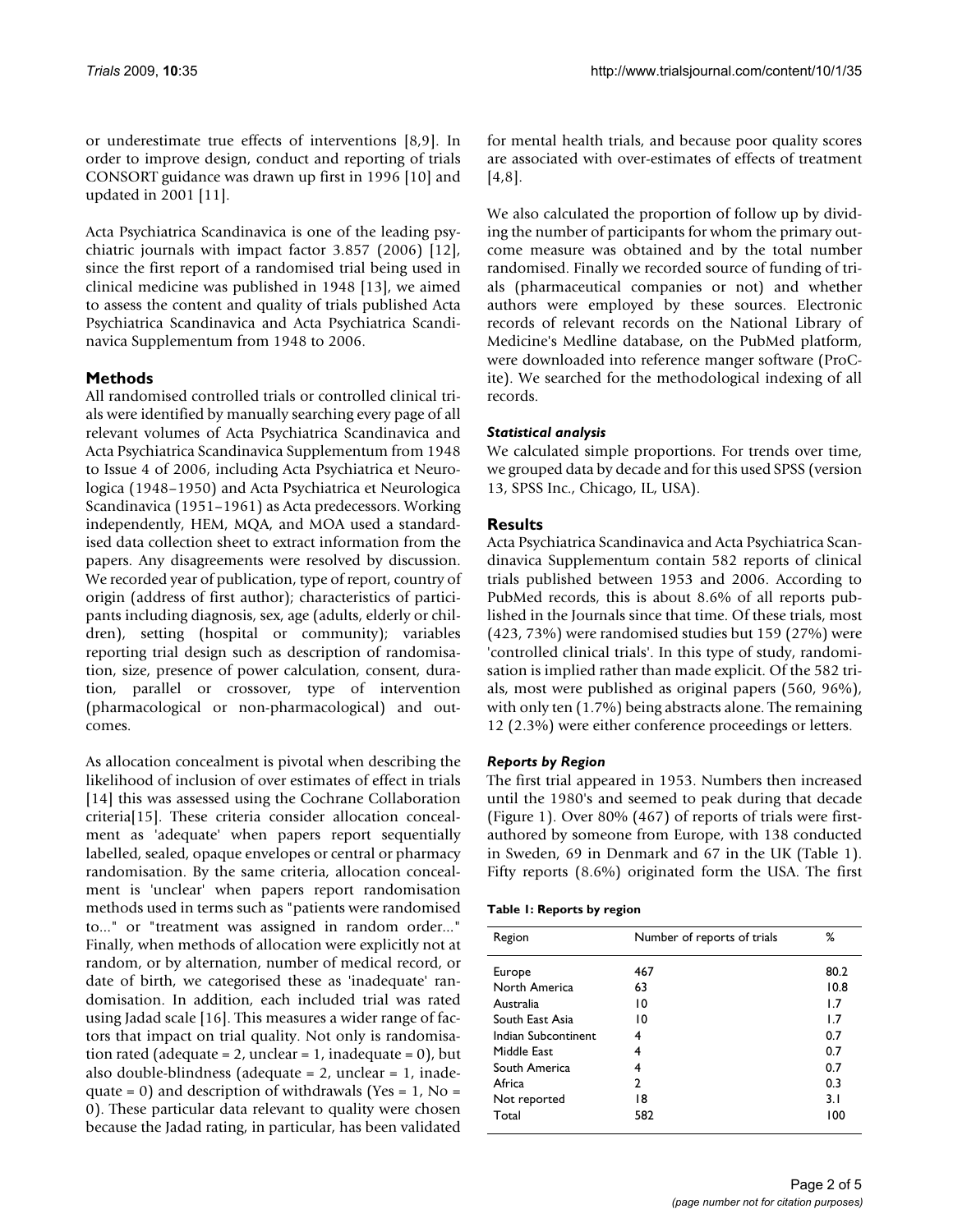or underestimate true effects of interventions [8,9]. In order to improve design, conduct and reporting of trials CONSORT guidance was drawn up first in 1996 [10] and updated in 2001 [11].

Acta Psychiatrica Scandinavica is one of the leading psychiatric journals with impact factor 3.857 (2006) [12], since the first report of a randomised trial being used in clinical medicine was published in 1948 [13], we aimed to assess the content and quality of trials published Acta Psychiatrica Scandinavica and Acta Psychiatrica Scandinavica Supplementum from 1948 to 2006.

## Methods

All randomised controlled trials or controlled clinical trials were identified by manually searching every page of all relevant volumes of Acta Psychiatrica Scandinavica and Acta Psychiatrica Scandinavica Supplementum from 1948 to Issue 4 of 2006, including Acta Psychiatrica et Neurologica (1948–1950) and Acta Psychiatrica et Neurologica Scandinavica (1951–1961) as Acta predecessors. Working independently, HEM, MQA, and MOA used a standardised data collection sheet to extract information from the papers. Any disagreements were resolved by discussion. We recorded year of publication, type of report, country of origin (address of first author); characteristics of participants including diagnosis, sex, age (adults, elderly or children), setting (hospital or community); variables reporting trial design such as description of randomisation, size, presence of power calculation, consent, duration, parallel or crossover, type of intervention (pharmacological or non-pharmacological) and outcomes.

As allocation concealment is pivotal when describing the likelihood of inclusion of over estimates of effect in trials [14] this was assessed using the Cochrane Collaboration criteria[15]. These criteria consider allocation concealment as 'adequate' when papers report sequentially labelled, sealed, opaque envelopes or central or pharmacy randomisation. By the same criteria, allocation concealment is 'unclear' when papers report randomisation methods used in terms such as "patients were randomised to..." or "treatment was assigned in random order..." Finally, when methods of allocation were explicitly not at random, or by alternation, number of medical record, or date of birth, we categorised these as 'inadequate' randomisation. In addition, each included trial was rated using Jadad scale [16]. This measures a wider range of factors that impact on trial quality. Not only is randomisation rated (adequate = 2, unclear = 1, inadequate = 0), but also double-blindness (adequate = 2, unclear = 1, inadequate = 0) and description of withdrawals (Yes = 1, No = 0). These particular data relevant to quality were chosen because the Jadad rating, in particular, has been validated for mental health trials, and because poor quality scores are associated with over-estimates of effects of treatment [4,8].

We also calculated the proportion of follow up by dividing the number of participants for whom the primary outcome measure was obtained and by the total number randomised. Finally we recorded source of funding of trials (pharmaceutical companies or not) and whether authors were employed by these sources. Electronic records of relevant records on the National Library of Medicine's Medline database, on the PubMed platform, were downloaded into reference manger software (ProCite). We searched for the methodological indexing of all records.

### *Statistical analysis*

We calculated simple proportions. For trends over time, we grouped data by decade and for this used SPSS (version 13, SPSS Inc., Chicago, IL, USA).

## Results

Acta Psychiatrica Scandinavica and Acta Psychiatrica Scandinavica Supplementum contain 582 reports of clinical trials published between 1953 and 2006. According to PubMed records, this is about 8.6% of all reports published in the Journals since that time. Of these trials, most (423, 73%) were randomised studies but 159 (27%) were 'controlled clinical trials'. In this type of study, randomisation is implied rather than made explicit. Of the 582 trials, most were published as original papers (560, 96%), with only ten (1.7%) being abstracts alone. The remaining 12 (2.3%) were either conference proceedings or letters.

### *Reports by Region*

The first trial appeared in 1953. Numbers then increased until the 1980's and seemed to peak during that decade (Figure 1). Over 80% (467) of reports of trials were first-authored by someone from Europe, with 138 conducted in Sweden, 69 in Denmark and 67 in the UK (Table 1). Fifty reports (8.6%) originated form the USA. The first

**Table 1: Reports by region**

| Region | Number of reports of trials | % |
|---|---|---|
| Europe | 467 | 80.2 |
| North America | 63 | 10.8 |
| Australia | 10 | 1.7 |
| South East Asia | 10 | 1.7 |
| Indian Subcontinent | 4 | 0.7 |
| Middle East | 4 | 0.7 |
| South America | 4 | 0.7 |
| Africa | 2 | 0.3 |
| Not reported | 18 | 3.1 |
| Total | 582 | 100 |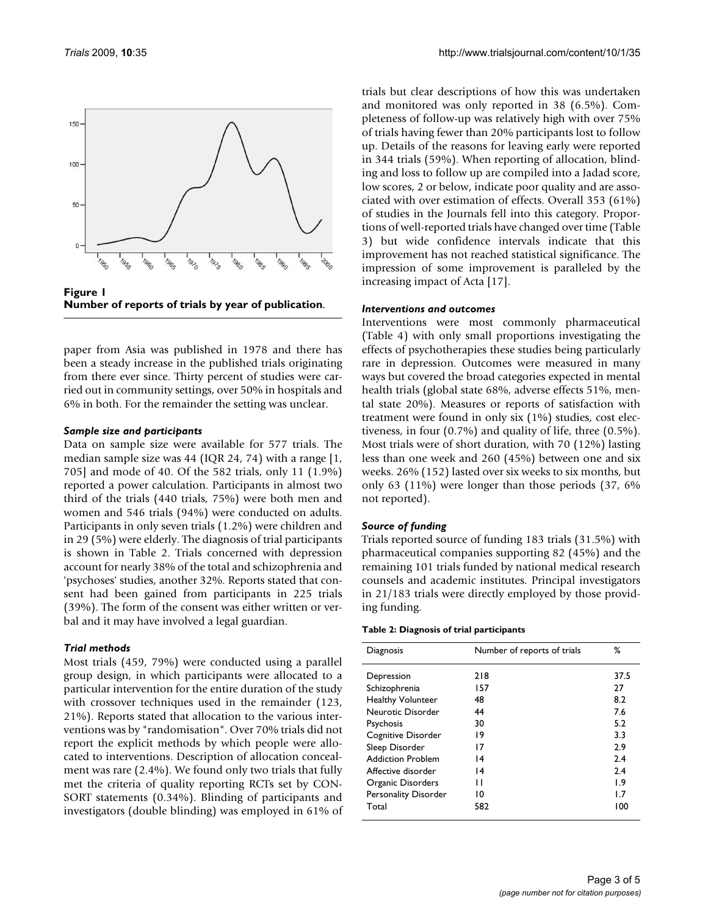**Figure 1**
**Number of reports of trials by year of publication.**

paper from Asia was published in 1978 and there has been a steady increase in the published trials originating from there ever since. Thirty percent of studies were carried out in community settings, over 50% in hospitals and 6% in both. For the remainder the setting was unclear.

### *Sample size and participants*

Data on sample size were available for 577 trials. The median sample size was 44 (IQR 24, 74) with a range [1, 705] and mode of 40. Of the 582 trials, only 11 (1.9%) reported a power calculation. Participants in almost two third of the trials (440 trials, 75%) were both men and women and 546 trials (94%) were conducted on adults. Participants in only seven trials (1.2%) were children and in 29 (5%) were elderly. The diagnosis of trial participants is shown in Table 2. Trials concerned with depression account for nearly 38% of the total and schizophrenia and 'psychoses' studies, another 32%. Reports stated that consent had been gained from participants in 225 trials (39%). The form of the consent was either written or verbal and it may have involved a legal guardian.

### *Trial methods*

Most trials (459, 79%) were conducted using a parallel group design, in which participants were allocated to a particular intervention for the entire duration of the study with crossover techniques used in the remainder (123, 21%). Reports stated that allocation to the various interventions was by "randomisation". Over 70% trials did not report the explicit methods by which people were allocated to interventions. Description of allocation concealment was rare (2.4%). We found only two trials that fully met the criteria of quality reporting RCTs set by CONSORT statements (0.34%). Blinding of participants and investigators (double blinding) was employed in 61% of trials but clear descriptions of how this was undertaken and monitored was only reported in 38 (6.5%). Completeness of follow-up was relatively high with over 75% of trials having fewer than 20% participants lost to follow up. Details of the reasons for leaving early were reported in 344 trials (59%). When reporting of allocation, blinding and loss to follow up are compiled into a Jadad score, low scores, 2 or below, indicate poor quality and are associated with over estimation of effects. Overall 353 (61%) of studies in the Journals fell into this category. Proportions of well-reported trials have changed over time (Table 3) but wide confidence intervals indicate that this improvement has not reached statistical significance. The impression of some improvement is paralleled by the increasing impact of Acta [17].

### *Interventions and outcomes*

Interventions were most commonly pharmaceutical (Table 4) with only small proportions investigating the effects of psychotherapies these studies being particularly rare in depression. Outcomes were measured in many ways but covered the broad categories expected in mental health trials (global state 68%, adverse effects 51%, mental state 20%). Measures or reports of satisfaction with treatment were found in only six (1%) studies, cost electiveness, in four (0.7%) and quality of life, three (0.5%). Most trials were of short duration, with 70 (12%) lasting less than one week and 260 (45%) between one and six weeks. 26% (152) lasted over six weeks to six months, but only 63 (11%) were longer than those periods (37, 6% not reported).

### *Source of funding*

Trials reported source of funding 183 trials (31.5%) with pharmaceutical companies supporting 82 (45%) and the remaining 101 trials funded by national medical research counsels and academic institutes. Principal investigators in 21/183 trials were directly employed by those providing funding.

**Table 2: Diagnosis of trial participants**

| Diagnosis | Number of reports of trials | % |
|---|---|---|
| Depression | 218 | 37.5 |
| Schizophrenia | 157 | 27 |
| Healthy Volunteer | 48 | 8.2 |
| Neurotic Disorder | 44 | 7.6 |
| Psychosis | 30 | 5.2 |
| Cognitive Disorder | 19 | 3.3 |
| Sleep Disorder | 17 | 2.9 |
| Addiction Problem | 14 | 2.4 |
| Affective disorder | 14 | 2.4 |
| Organic Disorders | 11 | 1.9 |
| Personality Disorder | 10 | 1.7 |
| Total | 582 | 100 |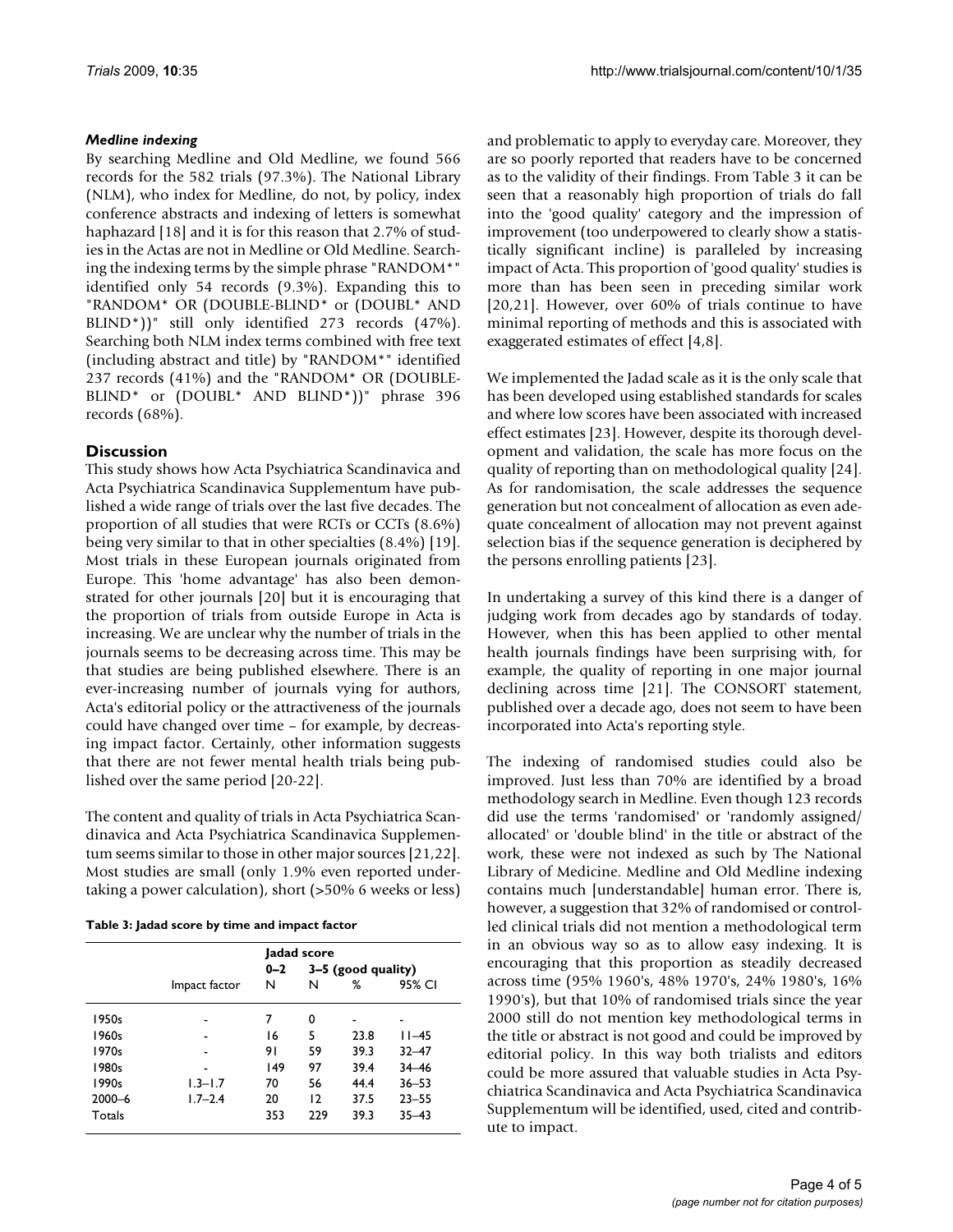### *Medline indexing*

By searching Medline and Old Medline, we found 566 records for the 582 trials (97.3%). The National Library (NLM), who index for Medline, do not, by policy, index conference abstracts and indexing of letters is somewhat haphazard [18] and it is for this reason that 2.7% of studies in the Actas are not in Medline or Old Medline. Searching the indexing terms by the simple phrase "RANDOM*" identified only 54 records (9.3%). Expanding this to "RANDOM* OR (DOUBLE-BLIND* or (DOUBL* AND BLIND*))" still only identified 273 records (47%). Searching both NLM index terms combined with free text (including abstract and title) by "RANDOM*" identified 237 records (41%) and the "RANDOM* OR (DOUBLE-BLIND* or (DOUBL* AND BLIND*))" phrase 396 records (68%).

## Discussion

This study shows how Acta Psychiatrica Scandinavica and Acta Psychiatrica Scandinavica Supplementum have published a wide range of trials over the last five decades. The proportion of all studies that were RCTs or CCTs (8.6%) being very similar to that in other specialties (8.4%) [19]. Most trials in these European journals originated from Europe. This 'home advantage' has also been demonstrated for other journals [20] but it is encouraging that the proportion of trials from outside Europe in Acta is increasing. We are unclear why the number of trials in the journals seems to be decreasing across time. This may be that studies are being published elsewhere. There is an ever-increasing number of journals vying for authors, Acta's editorial policy or the attractiveness of the journals could have changed over time – for example, by decreasing impact factor. Certainly, other information suggests that there are not fewer mental health trials being published over the same period [20-22].

The content and quality of trials in Acta Psychiatrica Scandinavica and Acta Psychiatrica Scandinavica Supplementum seems similar to those in other major sources [21,22]. Most studies are small (only 1.9% even reported undertaking a power calculation), short (>50% 6 weeks or less) and problematic to apply to everyday care. Moreover, they are so poorly reported that readers have to be concerned as to the validity of their findings. From Table 3 it can be seen that a reasonably high proportion of trials do fall into the 'good quality' category and the impression of improvement (too underpowered to clearly show a statistically significant incline) is paralleled by increasing impact of Acta. This proportion of 'good quality' studies is more than has been seen in preceding similar work [20,21]. However, over 60% of trials continue to have minimal reporting of methods and this is associated with exaggerated estimates of effect [4,8].

**Table 3: Jadad score by time and impact factor**

| | | Jadad score | | | |
|---|---|---|---|---|---|
| | | 0–2 | 3–5 (good quality) | | |
| | Impact factor | N | N | % | 95% CI |
| 1950s | - | 7 | 0 | - | - |
| 1960s | - | 16 | 5 | 23.8 | 11–45 |
| 1970s | - | 91 | 59 | 39.3 | 32–47 |
| 1980s | - | 149 | 97 | 39.4 | 34–46 |
| 1990s | 1.3–1.7 | 70 | 56 | 44.4 | 36–53 |
| 2000–6 | 1.7–2.4 | 20 | 12 | 37.5 | 23–55 |
| Totals | | 353 | 229 | 39.3 | 35–43 |

We implemented the Jadad scale as it is the only scale that has been developed using established standards for scales and where low scores have been associated with increased effect estimates [23]. However, despite its thorough development and validation, the scale has more focus on the quality of reporting than on methodological quality [24]. As for randomisation, the scale addresses the sequence generation but not concealment of allocation as even adequate concealment of allocation may not prevent against selection bias if the sequence generation is deciphered by the persons enrolling patients [23].

In undertaking a survey of this kind there is a danger of judging work from decades ago by standards of today. However, when this has been applied to other mental health journals findings have been surprising with, for example, the quality of reporting in one major journal declining across time [21]. The CONSORT statement, published over a decade ago, does not seem to have been incorporated into Acta's reporting style.

The indexing of randomised studies could also be improved. Just less than 70% are identified by a broad methodology search in Medline. Even though 123 records did use the terms 'randomised' or 'randomly assigned/allocated' or 'double blind' in the title or abstract of the work, these were not indexed as such by The National Library of Medicine. Medline and Old Medline indexing contains much [understandable] human error. There is, however, a suggestion that 32% of randomised or controlled clinical trials did not mention a methodological term in an obvious way so as to allow easy indexing. It is encouraging that this proportion as steadily decreased across time (95% 1960's, 48% 1970's, 24% 1980's, 16% 1990's), but that 10% of randomised trials since the year 2000 still do not mention key methodological terms in the title or abstract is not good and could be improved by editorial policy. In this way both trialists and editors could be more assured that valuable studies in Acta Psychiatrica Scandinavica and Acta Psychiatrica Scandinavica Supplementum will be identified, used, cited and contribute to impact.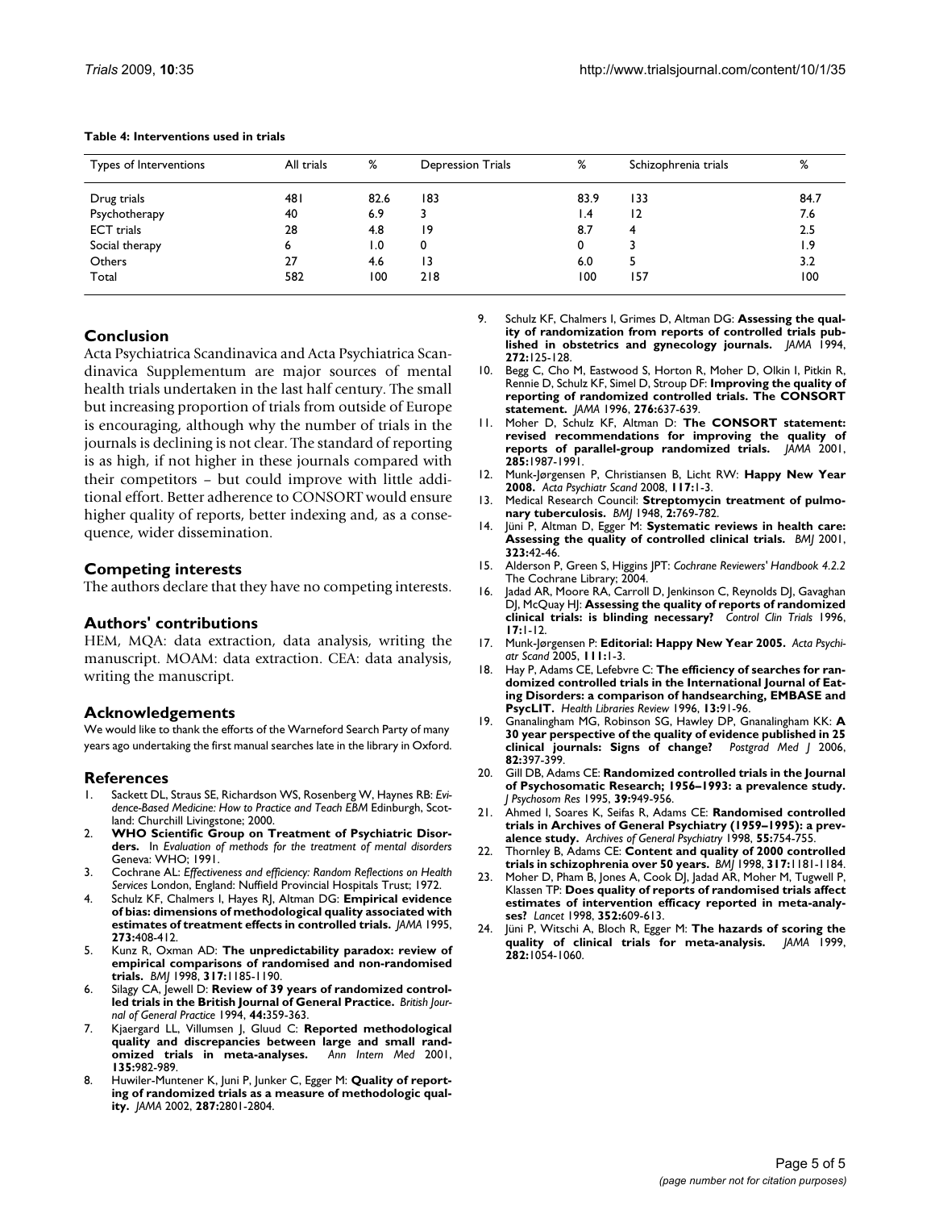**Table 4: Interventions used in trials**

| Types of Interventions | All trials | % | Depression Trials | % | Schizophrenia trials | % |
|---|---|---|---|---|---|---|
| Drug trials | 481 | 82.6 | 183 | 83.9 | 133 | 84.7 |
| Psychotherapy | 40 | 6.9 | 3 | 1.4 | 12 | 7.6 |
| ECT trials | 28 | 4.8 | 19 | 8.7 | 4 | 2.5 |
| Social therapy | 6 | 1.0 | 0 | 0 | 3 | 1.9 |
| Others | 27 | 4.6 | 13 | 6.0 | 5 | 3.2 |
| Total | 582 | 100 | 218 | 100 | 157 | 100 |

## Conclusion

Acta Psychiatrica Scandinavica and Acta Psychiatrica Scandinavica Supplementum are major sources of mental health trials undertaken in the last half century. The small but increasing proportion of trials from outside of Europe is encouraging, although why the number of trials in the journals is declining is not clear. The standard of reporting is as high, if not higher in these journals compared with their competitors – but could improve with little additional effort. Better adherence to CONSORT would ensure higher quality of reports, better indexing and, as a consequence, wider dissemination.

## Competing interests

The authors declare that they have no competing interests.

## Authors' contributions

HEM, MQA: data extraction, data analysis, writing the manuscript. MOAM: data extraction. CEA: data analysis, writing the manuscript.

## Acknowledgements

We would like to thank the efforts of the Warneford Search Party of many years ago undertaking the first manual searches late in the library in Oxford.

## References

1. Sackett DL, Straus SE, Richardson WS, Rosenberg W, Haynes RB: *Evidence-Based Medicine: How to Practice and Teach EBM* Edinburgh, Scotland: Churchill Livingstone; 2000.
2. **WHO Scientific Group on Treatment of Psychiatric Disorders.** In *Evaluation of methods for the treatment of mental disorders* Geneva: WHO; 1991.
3. Cochrane AL: *Effectiveness and efficiency: Random Reflections on Health Services* London, England: Nuffield Provincial Hospitals Trust; 1972.
4. Schulz KF, Chalmers I, Hayes RJ, Altman DG: **Empirical evidence of bias: dimensions of methodological quality associated with estimates of treatment effects in controlled trials.** *JAMA* 1995, **273:**408-412.
5. Kunz R, Oxman AD: **The unpredictability paradox: review of empirical comparisons of randomised and non-randomised trials.** *BMJ* 1998, **317:**1185-1190.
6. Silagy CA, Jewell D: **Review of 39 years of randomized controlled trials in the British Journal of General Practice.** *British Journal of General Practice* 1994, **44:**359-363.
7. Kjaergard LL, Villumsen J, Gluud C: **Reported methodological quality and discrepancies between large and small randomized trials in meta-analyses.** *Ann Intern Med* 2001, **135:**982-989.
8. Huwiler-Muntener K, Juni P, Junker C, Egger M: **Quality of reporting of randomized trials as a measure of methodologic quality.** *JAMA* 2002, **287:**2801-2804.
9. Schulz KF, Chalmers I, Grimes D, Altman DG: **Assessing the quality of randomization from reports of controlled trials published in obstetrics and gynecology journals.** *JAMA* 1994, **272:**125-128.
10. Begg C, Cho M, Eastwood S, Horton R, Moher D, Olkin I, Pitkin R, Rennie D, Schulz KF, Simel D, Stroup DF: **Improving the quality of reporting of randomized controlled trials. The CONSORT statement.** *JAMA* 1996, **276:**637-639.
11. Moher D, Schulz KF, Altman D: **The CONSORT statement: revised recommendations for improving the quality of reports of parallel-group randomized trials.** *JAMA* 2001, **285:**1987-1991.
12. Munk-Jørgensen P, Christiansen B, Licht RW: **Happy New Year 2008.** *Acta Psychiatr Scand* 2008, **117:**1-3.
13. Medical Research Council: **Streptomycin treatment of pulmonary tuberculosis.** *BMJ* 1948, **2:**769-782.
14. Jüni P, Altman D, Egger M: **Systematic reviews in health care: Assessing the quality of controlled clinical trials.** *BMJ* 2001, **323:**42-46.
15. Alderson P, Green S, Higgins JPT: *Cochrane Reviewers' Handbook 4.2.2* The Cochrane Library; 2004.
16. Jadad AR, Moore RA, Carroll D, Jenkinson C, Reynolds DJ, Gavaghan DJ, McQuay HJ: **Assessing the quality of reports of randomized clinical trials: is blinding necessary?** *Control Clin Trials* 1996, **17:**1-12.
17. Munk-Jørgensen P: **Editorial: Happy New Year 2005.** *Acta Psychiatr Scand* 2005, **111:**1-3.
18. Hay P, Adams CE, Lefebvre C: **The efficiency of searches for randomized controlled trials in the International Journal of Eating Disorders: a comparison of handsearching, EMBASE and PsycLIT.** *Health Libraries Review* 1996, **13:**91-96.
19. Gnanalingham MG, Robinson SG, Hawley DP, Gnanalingham KK: **A 30 year perspective of the quality of evidence published in 25 clinical journals: Signs of change?** *Postgrad Med J* 2006, **82:**397-399.
20. Gill DB, Adams CE: **Randomized controlled trials in the Journal of Psychosomatic Research; 1956–1993: a prevalence study.** *J Psychosom Res* 1995, **39:**949-956.
21. Ahmed I, Soares K, Seifas R, Adams CE: **Randomised controlled trials in Archives of General Psychiatry (1959–1995): a prevalence study.** *Archives of General Psychiatry* 1998, **55:**754-755.
22. Thornley B, Adams CE: **Content and quality of 2000 controlled trials in schizophrenia over 50 years.** *BMJ* 1998, **317:**1181-1184.
23. Moher D, Pham B, Jones A, Cook DJ, Jadad AR, Moher M, Tugwell P, Klassen TP: **Does quality of reports of randomised trials affect estimates of intervention efficacy reported in meta-analyses?** *Lancet* 1998, **352:**609-613.
24. Jüni P, Witschi A, Bloch R, Egger M: **The hazards of scoring the quality of clinical trials for meta-analysis.** *JAMA* 1999, **282:**1054-1060.